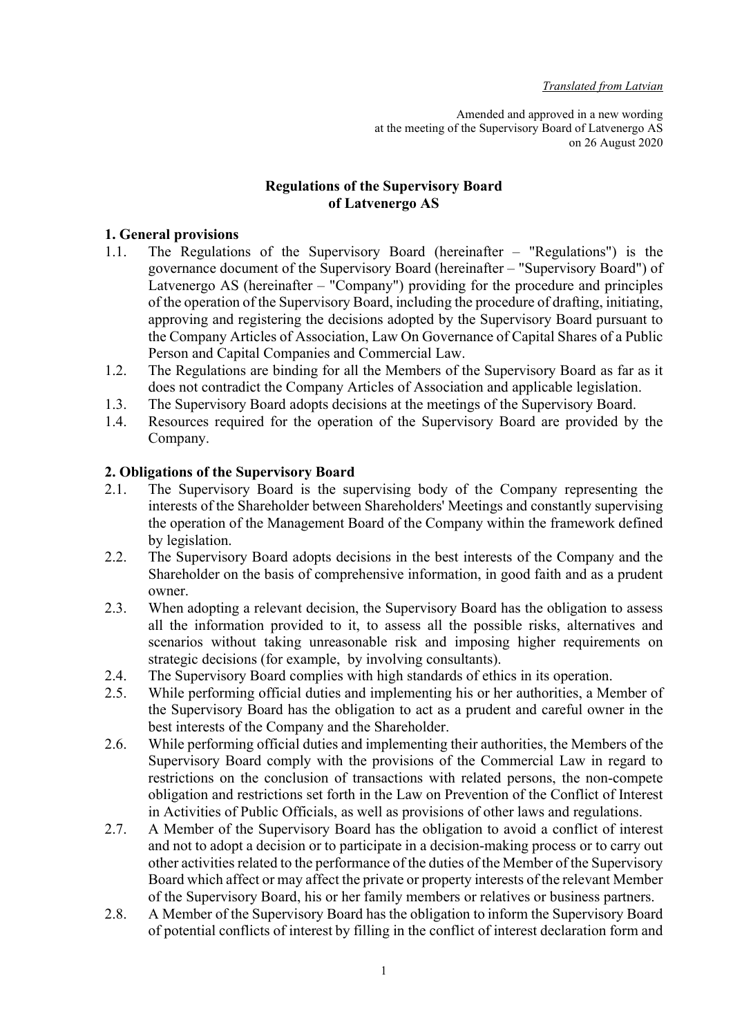*Translated from Latvian*

Amended and approved in a new wording
at the meeting of the Supervisory Board of Latvenergo AS
on 26 August 2020

# Regulations of the Supervisory Board of Latvenergo AS

## 1. General provisions

1.1. The Regulations of the Supervisory Board (hereinafter – "Regulations") is the governance document of the Supervisory Board (hereinafter – "Supervisory Board") of Latvenergo AS (hereinafter – "Company") providing for the procedure and principles of the operation of the Supervisory Board, including the procedure of drafting, initiating, approving and registering the decisions adopted by the Supervisory Board pursuant to the Company Articles of Association, Law On Governance of Capital Shares of a Public Person and Capital Companies and Commercial Law.

1.2. The Regulations are binding for all the Members of the Supervisory Board as far as it does not contradict the Company Articles of Association and applicable legislation.

1.3. The Supervisory Board adopts decisions at the meetings of the Supervisory Board.

1.4. Resources required for the operation of the Supervisory Board are provided by the Company.

## 2. Obligations of the Supervisory Board

2.1. The Supervisory Board is the supervising body of the Company representing the interests of the Shareholder between Shareholders' Meetings and constantly supervising the operation of the Management Board of the Company within the framework defined by legislation.

2.2. The Supervisory Board adopts decisions in the best interests of the Company and the Shareholder on the basis of comprehensive information, in good faith and as a prudent owner.

2.3. When adopting a relevant decision, the Supervisory Board has the obligation to assess all the information provided to it, to assess all the possible risks, alternatives and scenarios without taking unreasonable risk and imposing higher requirements on strategic decisions (for example, by involving consultants).

2.4. The Supervisory Board complies with high standards of ethics in its operation.

2.5. While performing official duties and implementing his or her authorities, a Member of the Supervisory Board has the obligation to act as a prudent and careful owner in the best interests of the Company and the Shareholder.

2.6. While performing official duties and implementing their authorities, the Members of the Supervisory Board comply with the provisions of the Commercial Law in regard to restrictions on the conclusion of transactions with related persons, the non-compete obligation and restrictions set forth in the Law on Prevention of the Conflict of Interest in Activities of Public Officials, as well as provisions of other laws and regulations.

2.7. A Member of the Supervisory Board has the obligation to avoid a conflict of interest and not to adopt a decision or to participate in a decision-making process or to carry out other activities related to the performance of the duties of the Member of the Supervisory Board which affect or may affect the private or property interests of the relevant Member of the Supervisory Board, his or her family members or relatives or business partners.

2.8. A Member of the Supervisory Board has the obligation to inform the Supervisory Board of potential conflicts of interest by filling in the conflict of interest declaration form and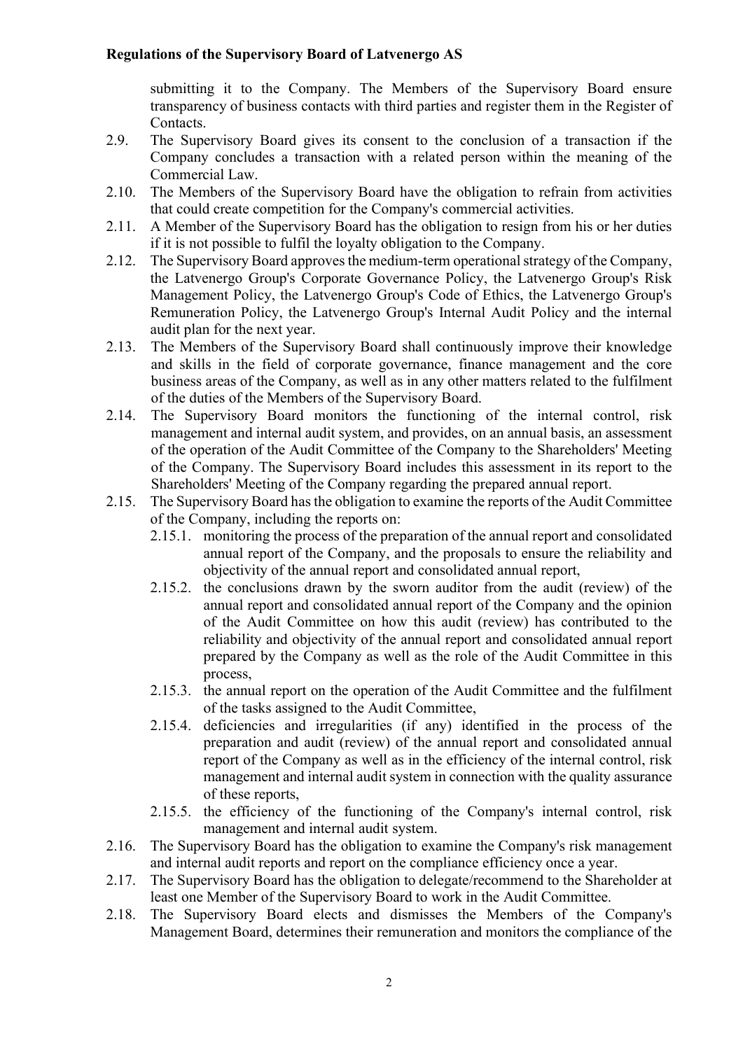submitting it to the Company. The Members of the Supervisory Board ensure transparency of business contacts with third parties and register them in the Register of Contacts.

2.9. The Supervisory Board gives its consent to the conclusion of a transaction if the Company concludes a transaction with a related person within the meaning of the Commercial Law.

2.10. The Members of the Supervisory Board have the obligation to refrain from activities that could create competition for the Company's commercial activities.

2.11. A Member of the Supervisory Board has the obligation to resign from his or her duties if it is not possible to fulfil the loyalty obligation to the Company.

2.12. The Supervisory Board approves the medium-term operational strategy of the Company, the Latvenergo Group's Corporate Governance Policy, the Latvenergo Group's Risk Management Policy, the Latvenergo Group's Code of Ethics, the Latvenergo Group's Remuneration Policy, the Latvenergo Group's Internal Audit Policy and the internal audit plan for the next year.

2.13. The Members of the Supervisory Board shall continuously improve their knowledge and skills in the field of corporate governance, finance management and the core business areas of the Company, as well as in any other matters related to the fulfilment of the duties of the Members of the Supervisory Board.

2.14. The Supervisory Board monitors the functioning of the internal control, risk management and internal audit system, and provides, on an annual basis, an assessment of the operation of the Audit Committee of the Company to the Shareholders' Meeting of the Company. The Supervisory Board includes this assessment in its report to the Shareholders' Meeting of the Company regarding the prepared annual report.

2.15. The Supervisory Board has the obligation to examine the reports of the Audit Committee of the Company, including the reports on:

   2.15.1. monitoring the process of the preparation of the annual report and consolidated annual report of the Company, and the proposals to ensure the reliability and objectivity of the annual report and consolidated annual report,

   2.15.2. the conclusions drawn by the sworn auditor from the audit (review) of the annual report and consolidated annual report of the Company and the opinion of the Audit Committee on how this audit (review) has contributed to the reliability and objectivity of the annual report and consolidated annual report prepared by the Company as well as the role of the Audit Committee in this process,

   2.15.3. the annual report on the operation of the Audit Committee and the fulfilment of the tasks assigned to the Audit Committee,

   2.15.4. deficiencies and irregularities (if any) identified in the process of the preparation and audit (review) of the annual report and consolidated annual report of the Company as well as in the efficiency of the internal control, risk management and internal audit system in connection with the quality assurance of these reports,

   2.15.5. the efficiency of the functioning of the Company's internal control, risk management and internal audit system.

2.16. The Supervisory Board has the obligation to examine the Company's risk management and internal audit reports and report on the compliance efficiency once a year.

2.17. The Supervisory Board has the obligation to delegate/recommend to the Shareholder at least one Member of the Supervisory Board to work in the Audit Committee.

2.18. The Supervisory Board elects and dismisses the Members of the Company's Management Board, determines their remuneration and monitors the compliance of the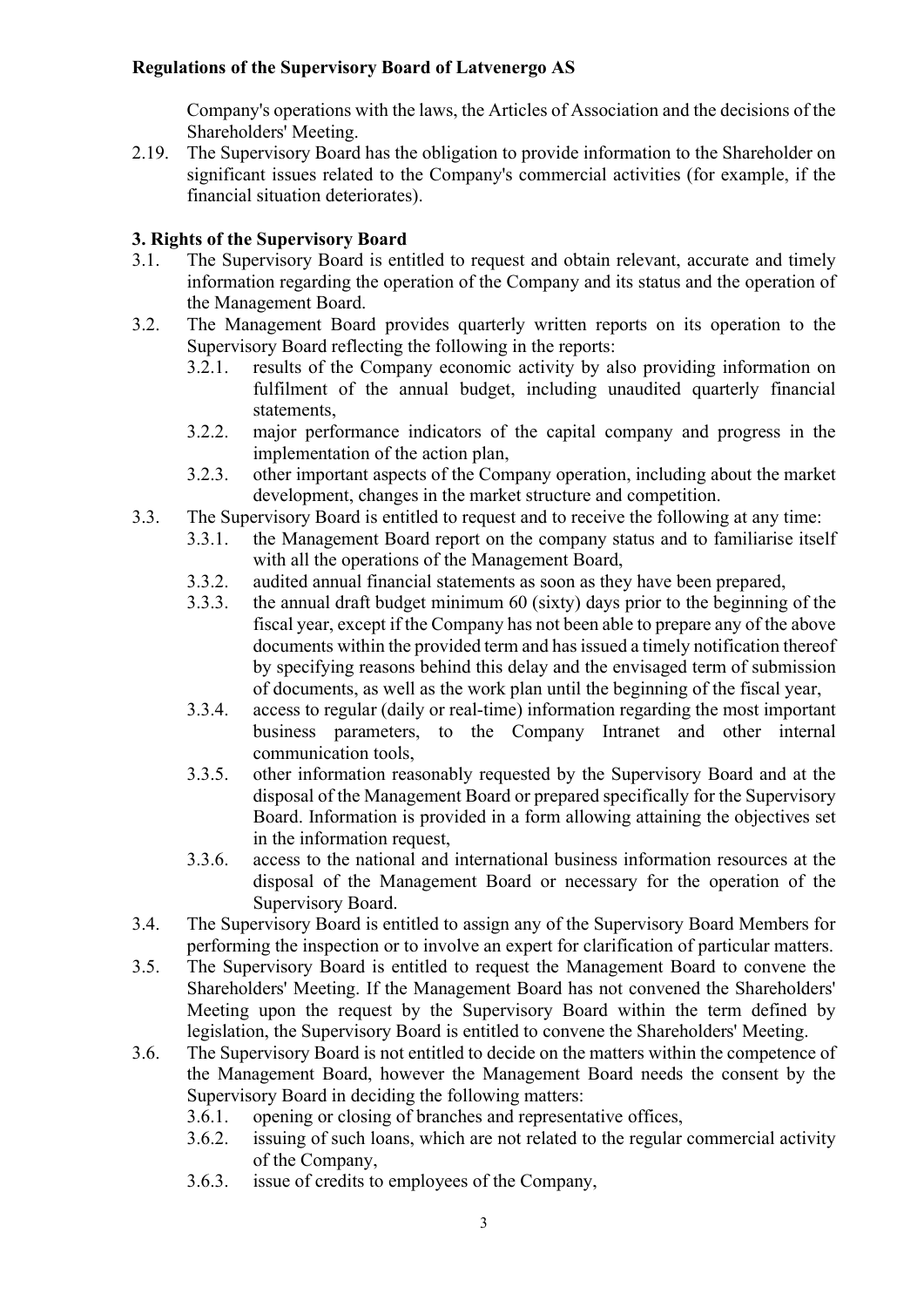Company's operations with the laws, the Articles of Association and the decisions of the Shareholders' Meeting.

2.19. The Supervisory Board has the obligation to provide information to the Shareholder on significant issues related to the Company's commercial activities (for example, if the financial situation deteriorates).

## 3. Rights of the Supervisory Board

3.1. The Supervisory Board is entitled to request and obtain relevant, accurate and timely information regarding the operation of the Company and its status and the operation of the Management Board.

3.2. The Management Board provides quarterly written reports on its operation to the Supervisory Board reflecting the following in the reports:

- 3.2.1. results of the Company economic activity by also providing information on fulfilment of the annual budget, including unaudited quarterly financial statements,
- 3.2.2. major performance indicators of the capital company and progress in the implementation of the action plan,
- 3.2.3. other important aspects of the Company operation, including about the market development, changes in the market structure and competition.

3.3. The Supervisory Board is entitled to request and to receive the following at any time:

- 3.3.1. the Management Board report on the company status and to familiarise itself with all the operations of the Management Board,
- 3.3.2. audited annual financial statements as soon as they have been prepared,
- 3.3.3. the annual draft budget minimum 60 (sixty) days prior to the beginning of the fiscal year, except if the Company has not been able to prepare any of the above documents within the provided term and has issued a timely notification thereof by specifying reasons behind this delay and the envisaged term of submission of documents, as well as the work plan until the beginning of the fiscal year,
- 3.3.4. access to regular (daily or real-time) information regarding the most important business parameters, to the Company Intranet and other internal communication tools,
- 3.3.5. other information reasonably requested by the Supervisory Board and at the disposal of the Management Board or prepared specifically for the Supervisory Board. Information is provided in a form allowing attaining the objectives set in the information request,
- 3.3.6. access to the national and international business information resources at the disposal of the Management Board or necessary for the operation of the Supervisory Board.

3.4. The Supervisory Board is entitled to assign any of the Supervisory Board Members for performing the inspection or to involve an expert for clarification of particular matters.

3.5. The Supervisory Board is entitled to request the Management Board to convene the Shareholders' Meeting. If the Management Board has not convened the Shareholders' Meeting upon the request by the Supervisory Board within the term defined by legislation, the Supervisory Board is entitled to convene the Shareholders' Meeting.

3.6. The Supervisory Board is not entitled to decide on the matters within the competence of the Management Board, however the Management Board needs the consent by the Supervisory Board in deciding the following matters:

- 3.6.1. opening or closing of branches and representative offices,
- 3.6.2. issuing of such loans, which are not related to the regular commercial activity of the Company,
- 3.6.3. issue of credits to employees of the Company,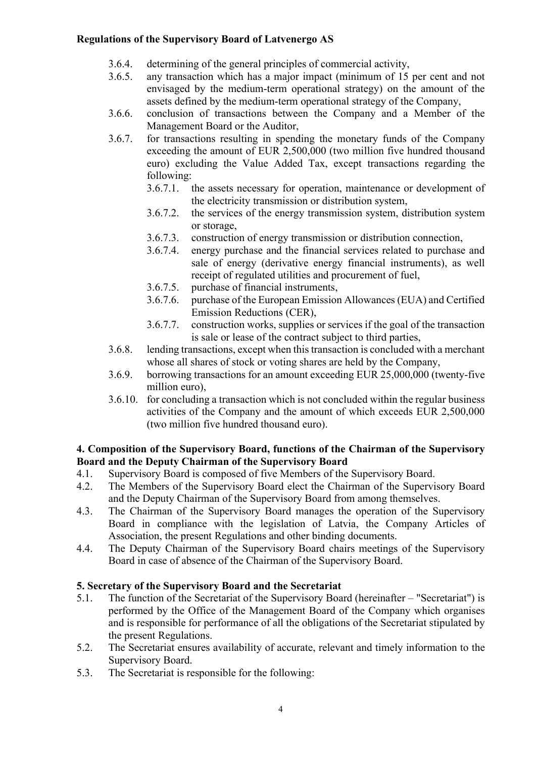3.6.4. determining of the general principles of commercial activity,

3.6.5. any transaction which has a major impact (minimum of 15 per cent and not envisaged by the medium-term operational strategy) on the amount of the assets defined by the medium-term operational strategy of the Company,

3.6.6. conclusion of transactions between the Company and a Member of the Management Board or the Auditor,

3.6.7. for transactions resulting in spending the monetary funds of the Company exceeding the amount of EUR 2,500,000 (two million five hundred thousand euro) excluding the Value Added Tax, except transactions regarding the following:

- 3.6.7.1. the assets necessary for operation, maintenance or development of the electricity transmission or distribution system,
- 3.6.7.2. the services of the energy transmission system, distribution system or storage,
- 3.6.7.3. construction of energy transmission or distribution connection,
- 3.6.7.4. energy purchase and the financial services related to purchase and sale of energy (derivative energy financial instruments), as well receipt of regulated utilities and procurement of fuel,
- 3.6.7.5. purchase of financial instruments,
- 3.6.7.6. purchase of the European Emission Allowances (EUA) and Certified Emission Reductions (CER),
- 3.6.7.7. construction works, supplies or services if the goal of the transaction is sale or lease of the contract subject to third parties,

3.6.8. lending transactions, except when this transaction is concluded with a merchant whose all shares of stock or voting shares are held by the Company,

3.6.9. borrowing transactions for an amount exceeding EUR 25,000,000 (twenty-five million euro),

3.6.10. for concluding a transaction which is not concluded within the regular business activities of the Company and the amount of which exceeds EUR 2,500,000 (two million five hundred thousand euro).

## 4. Composition of the Supervisory Board, functions of the Chairman of the Supervisory Board and the Deputy Chairman of the Supervisory Board

4.1. Supervisory Board is composed of five Members of the Supervisory Board.

4.2. The Members of the Supervisory Board elect the Chairman of the Supervisory Board and the Deputy Chairman of the Supervisory Board from among themselves.

4.3. The Chairman of the Supervisory Board manages the operation of the Supervisory Board in compliance with the legislation of Latvia, the Company Articles of Association, the present Regulations and other binding documents.

4.4. The Deputy Chairman of the Supervisory Board chairs meetings of the Supervisory Board in case of absence of the Chairman of the Supervisory Board.

## 5. Secretary of the Supervisory Board and the Secretariat

5.1. The function of the Secretariat of the Supervisory Board (hereinafter – "Secretariat") is performed by the Office of the Management Board of the Company which organises and is responsible for performance of all the obligations of the Secretariat stipulated by the present Regulations.

5.2. The Secretariat ensures availability of accurate, relevant and timely information to the Supervisory Board.

5.3. The Secretariat is responsible for the following: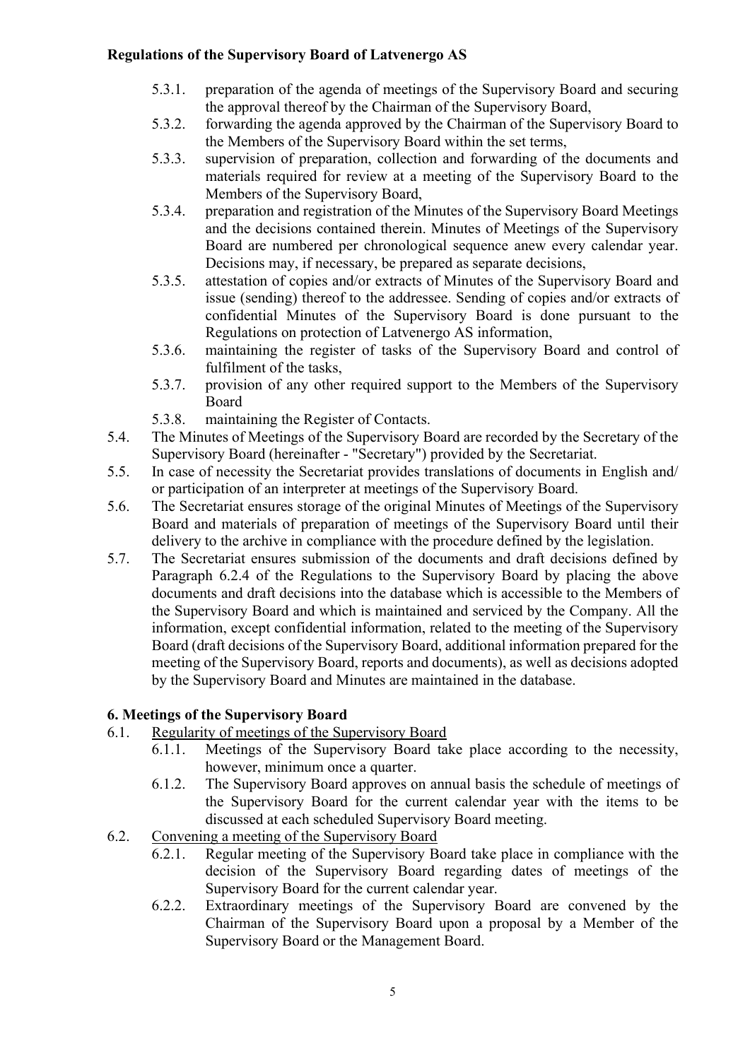5.3.1. preparation of the agenda of meetings of the Supervisory Board and securing the approval thereof by the Chairman of the Supervisory Board,

5.3.2. forwarding the agenda approved by the Chairman of the Supervisory Board to the Members of the Supervisory Board within the set terms,

5.3.3. supervision of preparation, collection and forwarding of the documents and materials required for review at a meeting of the Supervisory Board to the Members of the Supervisory Board,

5.3.4. preparation and registration of the Minutes of the Supervisory Board Meetings and the decisions contained therein. Minutes of Meetings of the Supervisory Board are numbered per chronological sequence anew every calendar year. Decisions may, if necessary, be prepared as separate decisions,

5.3.5. attestation of copies and/or extracts of Minutes of the Supervisory Board and issue (sending) thereof to the addressee. Sending of copies and/or extracts of confidential Minutes of the Supervisory Board is done pursuant to the Regulations on protection of Latvenergo AS information,

5.3.6. maintaining the register of tasks of the Supervisory Board and control of fulfilment of the tasks,

5.3.7. provision of any other required support to the Members of the Supervisory Board

5.3.8. maintaining the Register of Contacts.

5.4. The Minutes of Meetings of the Supervisory Board are recorded by the Secretary of the Supervisory Board (hereinafter - "Secretary") provided by the Secretariat.

5.5. In case of necessity the Secretariat provides translations of documents in English and/ or participation of an interpreter at meetings of the Supervisory Board.

5.6. The Secretariat ensures storage of the original Minutes of Meetings of the Supervisory Board and materials of preparation of meetings of the Supervisory Board until their delivery to the archive in compliance with the procedure defined by the legislation.

5.7. The Secretariat ensures submission of the documents and draft decisions defined by Paragraph 6.2.4 of the Regulations to the Supervisory Board by placing the above documents and draft decisions into the database which is accessible to the Members of the Supervisory Board and which is maintained and serviced by the Company. All the information, except confidential information, related to the meeting of the Supervisory Board (draft decisions of the Supervisory Board, additional information prepared for the meeting of the Supervisory Board, reports and documents), as well as decisions adopted by the Supervisory Board and Minutes are maintained in the database.

## 6. Meetings of the Supervisory Board

6.1. Regularity of meetings of the Supervisory Board

6.1.1. Meetings of the Supervisory Board take place according to the necessity, however, minimum once a quarter.

6.1.2. The Supervisory Board approves on annual basis the schedule of meetings of the Supervisory Board for the current calendar year with the items to be discussed at each scheduled Supervisory Board meeting.

6.2. Convening a meeting of the Supervisory Board

6.2.1. Regular meeting of the Supervisory Board take place in compliance with the decision of the Supervisory Board regarding dates of meetings of the Supervisory Board for the current calendar year.

6.2.2. Extraordinary meetings of the Supervisory Board are convened by the Chairman of the Supervisory Board upon a proposal by a Member of the Supervisory Board or the Management Board.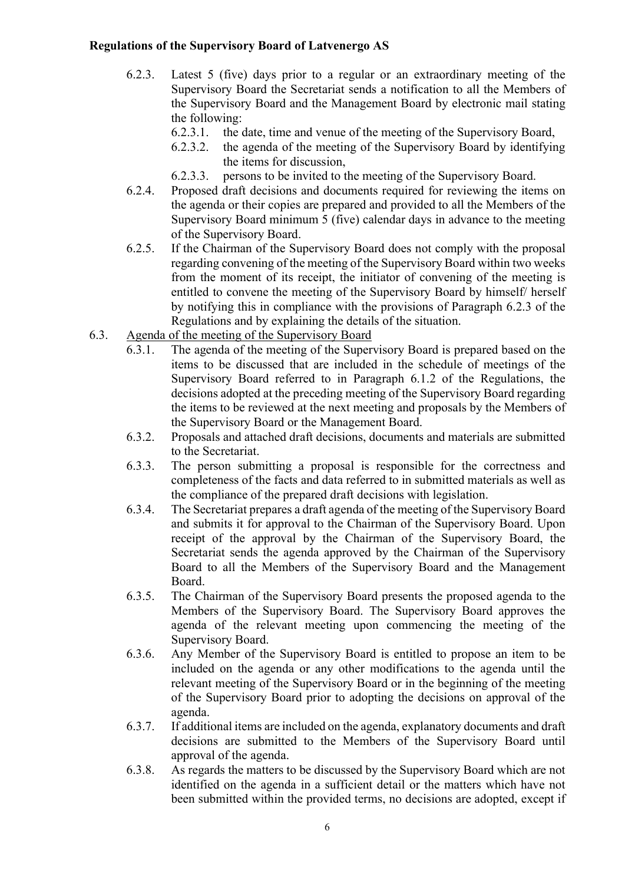6.2.3. Latest 5 (five) days prior to a regular or an extraordinary meeting of the Supervisory Board the Secretariat sends a notification to all the Members of the Supervisory Board and the Management Board by electronic mail stating the following:

6.2.3.1. the date, time and venue of the meeting of the Supervisory Board,

6.2.3.2. the agenda of the meeting of the Supervisory Board by identifying the items for discussion,

6.2.3.3. persons to be invited to the meeting of the Supervisory Board.

6.2.4. Proposed draft decisions and documents required for reviewing the items on the agenda or their copies are prepared and provided to all the Members of the Supervisory Board minimum 5 (five) calendar days in advance to the meeting of the Supervisory Board.

6.2.5. If the Chairman of the Supervisory Board does not comply with the proposal regarding convening of the meeting of the Supervisory Board within two weeks from the moment of its receipt, the initiator of convening of the meeting is entitled to convene the meeting of the Supervisory Board by himself/ herself by notifying this in compliance with the provisions of Paragraph 6.2.3 of the Regulations and by explaining the details of the situation.

6.3. Agenda of the meeting of the Supervisory Board

6.3.1. The agenda of the meeting of the Supervisory Board is prepared based on the items to be discussed that are included in the schedule of meetings of the Supervisory Board referred to in Paragraph 6.1.2 of the Regulations, the decisions adopted at the preceding meeting of the Supervisory Board regarding the items to be reviewed at the next meeting and proposals by the Members of the Supervisory Board or the Management Board.

6.3.2. Proposals and attached draft decisions, documents and materials are submitted to the Secretariat.

6.3.3. The person submitting a proposal is responsible for the correctness and completeness of the facts and data referred to in submitted materials as well as the compliance of the prepared draft decisions with legislation.

6.3.4. The Secretariat prepares a draft agenda of the meeting of the Supervisory Board and submits it for approval to the Chairman of the Supervisory Board. Upon receipt of the approval by the Chairman of the Supervisory Board, the Secretariat sends the agenda approved by the Chairman of the Supervisory Board to all the Members of the Supervisory Board and the Management Board.

6.3.5. The Chairman of the Supervisory Board presents the proposed agenda to the Members of the Supervisory Board. The Supervisory Board approves the agenda of the relevant meeting upon commencing the meeting of the Supervisory Board.

6.3.6. Any Member of the Supervisory Board is entitled to propose an item to be included on the agenda or any other modifications to the agenda until the relevant meeting of the Supervisory Board or in the beginning of the meeting of the Supervisory Board prior to adopting the decisions on approval of the agenda.

6.3.7. If additional items are included on the agenda, explanatory documents and draft decisions are submitted to the Members of the Supervisory Board until approval of the agenda.

6.3.8. As regards the matters to be discussed by the Supervisory Board which are not identified on the agenda in a sufficient detail or the matters which have not been submitted within the provided terms, no decisions are adopted, except if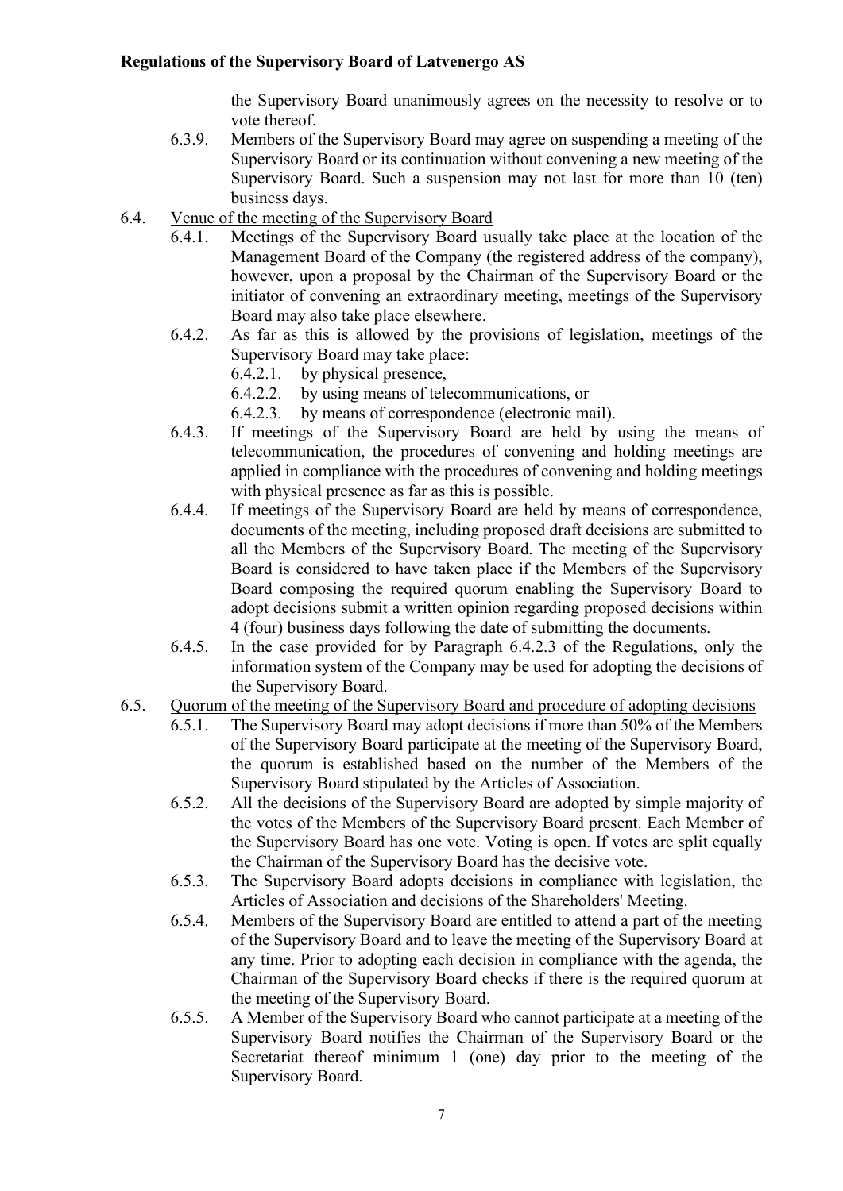the Supervisory Board unanimously agrees on the necessity to resolve or to vote thereof.

6.3.9. Members of the Supervisory Board may agree on suspending a meeting of the Supervisory Board or its continuation without convening a new meeting of the Supervisory Board. Such a suspension may not last for more than 10 (ten) business days.

6.4. Venue of the meeting of the Supervisory Board

6.4.1. Meetings of the Supervisory Board usually take place at the location of the Management Board of the Company (the registered address of the company), however, upon a proposal by the Chairman of the Supervisory Board or the initiator of convening an extraordinary meeting, meetings of the Supervisory Board may also take place elsewhere.

6.4.2. As far as this is allowed by the provisions of legislation, meetings of the Supervisory Board may take place:

6.4.2.1. by physical presence,

6.4.2.2. by using means of telecommunications, or

6.4.2.3. by means of correspondence (electronic mail).

6.4.3. If meetings of the Supervisory Board are held by using the means of telecommunication, the procedures of convening and holding meetings are applied in compliance with the procedures of convening and holding meetings with physical presence as far as this is possible.

6.4.4. If meetings of the Supervisory Board are held by means of correspondence, documents of the meeting, including proposed draft decisions are submitted to all the Members of the Supervisory Board. The meeting of the Supervisory Board is considered to have taken place if the Members of the Supervisory Board composing the required quorum enabling the Supervisory Board to adopt decisions submit a written opinion regarding proposed decisions within 4 (four) business days following the date of submitting the documents.

6.4.5. In the case provided for by Paragraph 6.4.2.3 of the Regulations, only the information system of the Company may be used for adopting the decisions of the Supervisory Board.

6.5. Quorum of the meeting of the Supervisory Board and procedure of adopting decisions

6.5.1. The Supervisory Board may adopt decisions if more than 50% of the Members of the Supervisory Board participate at the meeting of the Supervisory Board, the quorum is established based on the number of the Members of the Supervisory Board stipulated by the Articles of Association.

6.5.2. All the decisions of the Supervisory Board are adopted by simple majority of the votes of the Members of the Supervisory Board present. Each Member of the Supervisory Board has one vote. Voting is open. If votes are split equally the Chairman of the Supervisory Board has the decisive vote.

6.5.3. The Supervisory Board adopts decisions in compliance with legislation, the Articles of Association and decisions of the Shareholders' Meeting.

6.5.4. Members of the Supervisory Board are entitled to attend a part of the meeting of the Supervisory Board and to leave the meeting of the Supervisory Board at any time. Prior to adopting each decision in compliance with the agenda, the Chairman of the Supervisory Board checks if there is the required quorum at the meeting of the Supervisory Board.

6.5.5. A Member of the Supervisory Board who cannot participate at a meeting of the Supervisory Board notifies the Chairman of the Supervisory Board or the Secretariat thereof minimum 1 (one) day prior to the meeting of the Supervisory Board.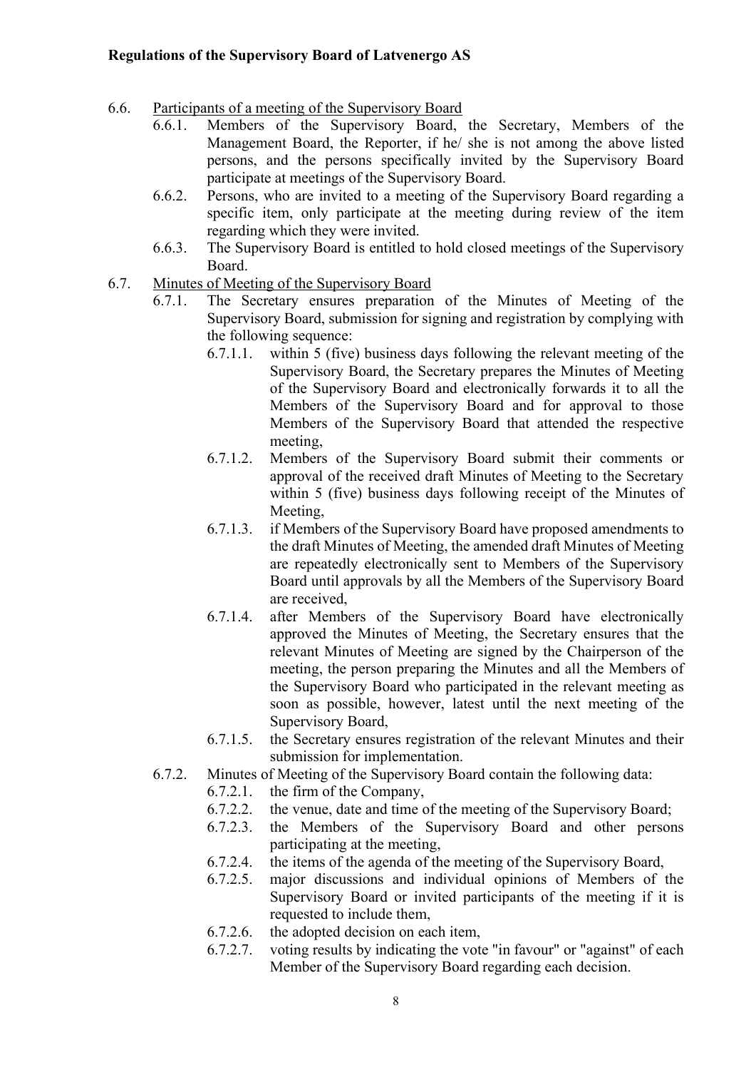- 6.6. <u>Participants of a meeting of the Supervisory Board</u>
  - 6.6.1. Members of the Supervisory Board, the Secretary, Members of the Management Board, the Reporter, if he/ she is not among the above listed persons, and the persons specifically invited by the Supervisory Board participate at meetings of the Supervisory Board.
  - 6.6.2. Persons, who are invited to a meeting of the Supervisory Board regarding a specific item, only participate at the meeting during review of the item regarding which they were invited.
  - 6.6.3. The Supervisory Board is entitled to hold closed meetings of the Supervisory Board.
- 6.7. <u>Minutes of Meeting of the Supervisory Board</u>
  - 6.7.1. The Secretary ensures preparation of the Minutes of Meeting of the Supervisory Board, submission for signing and registration by complying with the following sequence:
    - 6.7.1.1. within 5 (five) business days following the relevant meeting of the Supervisory Board, the Secretary prepares the Minutes of Meeting of the Supervisory Board and electronically forwards it to all the Members of the Supervisory Board and for approval to those Members of the Supervisory Board that attended the respective meeting,
    - 6.7.1.2. Members of the Supervisory Board submit their comments or approval of the received draft Minutes of Meeting to the Secretary within 5 (five) business days following receipt of the Minutes of Meeting,
    - 6.7.1.3. if Members of the Supervisory Board have proposed amendments to the draft Minutes of Meeting, the amended draft Minutes of Meeting are repeatedly electronically sent to Members of the Supervisory Board until approvals by all the Members of the Supervisory Board are received,
    - 6.7.1.4. after Members of the Supervisory Board have electronically approved the Minutes of Meeting, the Secretary ensures that the relevant Minutes of Meeting are signed by the Chairperson of the meeting, the person preparing the Minutes and all the Members of the Supervisory Board who participated in the relevant meeting as soon as possible, however, latest until the next meeting of the Supervisory Board,
    - 6.7.1.5. the Secretary ensures registration of the relevant Minutes and their submission for implementation.
  - 6.7.2. Minutes of Meeting of the Supervisory Board contain the following data:
    - 6.7.2.1. the firm of the Company,
    - 6.7.2.2. the venue, date and time of the meeting of the Supervisory Board;
    - 6.7.2.3. the Members of the Supervisory Board and other persons participating at the meeting,
    - 6.7.2.4. the items of the agenda of the meeting of the Supervisory Board,
    - 6.7.2.5. major discussions and individual opinions of Members of the Supervisory Board or invited participants of the meeting if it is requested to include them,
    - 6.7.2.6. the adopted decision on each item,
    - 6.7.2.7. voting results by indicating the vote "in favour" or "against" of each Member of the Supervisory Board regarding each decision.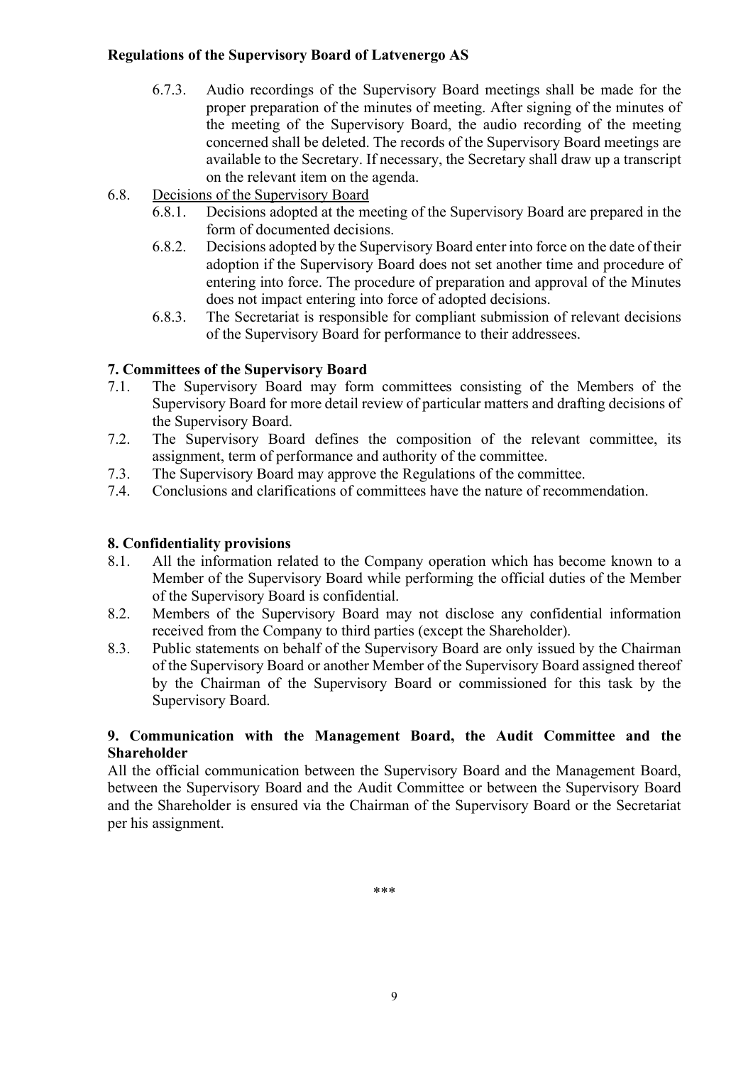6.7.3. Audio recordings of the Supervisory Board meetings shall be made for the proper preparation of the minutes of meeting. After signing of the minutes of the meeting of the Supervisory Board, the audio recording of the meeting concerned shall be deleted. The records of the Supervisory Board meetings are available to the Secretary. If necessary, the Secretary shall draw up a transcript on the relevant item on the agenda.

6.8. Decisions of the Supervisory Board

6.8.1. Decisions adopted at the meeting of the Supervisory Board are prepared in the form of documented decisions.

6.8.2. Decisions adopted by the Supervisory Board enter into force on the date of their adoption if the Supervisory Board does not set another time and procedure of entering into force. The procedure of preparation and approval of the Minutes does not impact entering into force of adopted decisions.

6.8.3. The Secretariat is responsible for compliant submission of relevant decisions of the Supervisory Board for performance to their addressees.

## 7. Committees of the Supervisory Board

7.1. The Supervisory Board may form committees consisting of the Members of the Supervisory Board for more detail review of particular matters and drafting decisions of the Supervisory Board.

7.2. The Supervisory Board defines the composition of the relevant committee, its assignment, term of performance and authority of the committee.

7.3. The Supervisory Board may approve the Regulations of the committee.

7.4. Conclusions and clarifications of committees have the nature of recommendation.

## 8. Confidentiality provisions

8.1. All the information related to the Company operation which has become known to a Member of the Supervisory Board while performing the official duties of the Member of the Supervisory Board is confidential.

8.2. Members of the Supervisory Board may not disclose any confidential information received from the Company to third parties (except the Shareholder).

8.3. Public statements on behalf of the Supervisory Board are only issued by the Chairman of the Supervisory Board or another Member of the Supervisory Board assigned thereof by the Chairman of the Supervisory Board or commissioned for this task by the Supervisory Board.

## 9. Communication with the Management Board, the Audit Committee and the Shareholder

All the official communication between the Supervisory Board and the Management Board, between the Supervisory Board and the Audit Committee or between the Supervisory Board and the Shareholder is ensured via the Chairman of the Supervisory Board or the Secretariat per his assignment.

\*\*\*